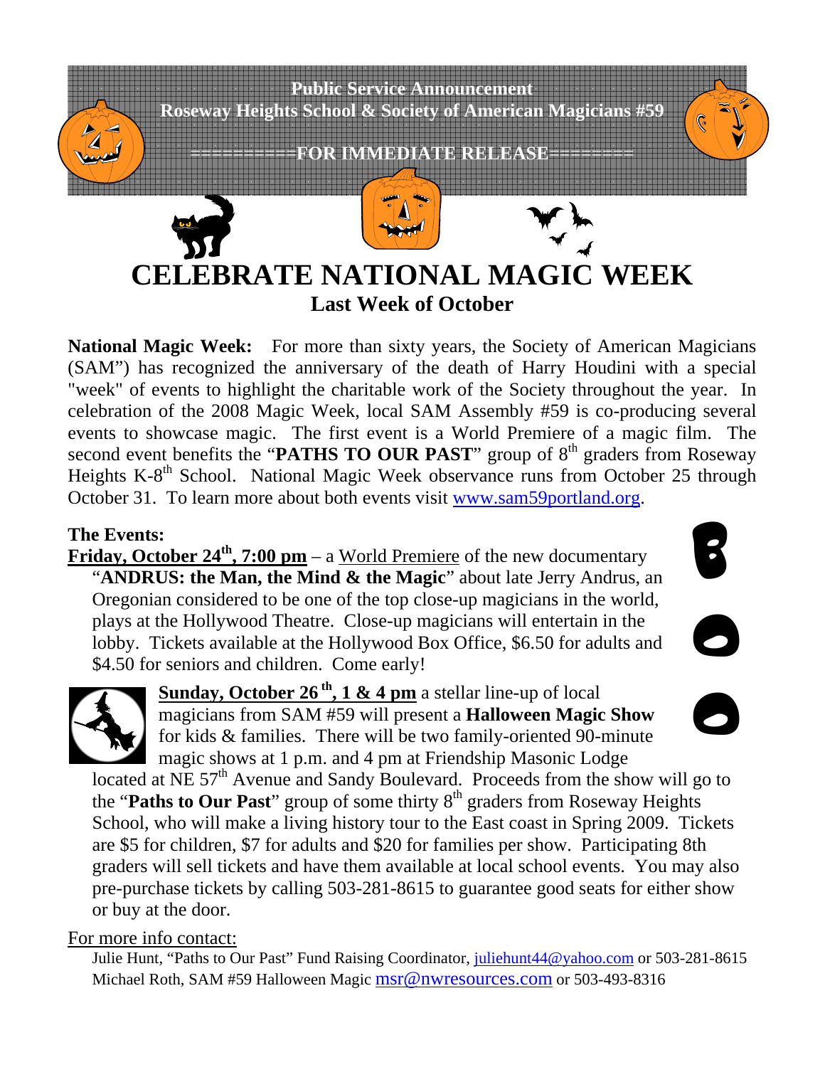**Public Service Announcement**
**Roseway Heights School & Society of American Magicians #59**

**==========FOR IMMEDIATE RELEASE========**

# CELEBRATE NATIONAL MAGIC WEEK

## Last Week of October

**National Magic Week:** For more than sixty years, the Society of American Magicians (SAM") has recognized the anniversary of the death of Harry Houdini with a special "week" of events to highlight the charitable work of the Society throughout the year. In celebration of the 2008 Magic Week, local SAM Assembly #59 is co-producing several events to showcase magic. The first event is a World Premiere of a magic film. The second event benefits the "**PATHS TO OUR PAST**" group of 8th graders from Roseway Heights K-8th School. National Magic Week observance runs from October 25 through October 31. To learn more about both events visit www.sam59portland.org.

**The Events:**

**Friday, October 24th, 7:00 pm** – a World Premiere of the new documentary "**ANDRUS: the Man, the Mind & the Magic**" about late Jerry Andrus, an Oregonian considered to be one of the top close-up magicians in the world, plays at the Hollywood Theatre. Close-up magicians will entertain in the lobby. Tickets available at the Hollywood Box Office, $6.50 for adults and $4.50 for seniors and children. Come early!

**Sunday, October 26th, 1 & 4 pm** a stellar line-up of local magicians from SAM #59 will present a **Halloween Magic Show** for kids & families. There will be two family-oriented 90-minute magic shows at 1 p.m. and 4 pm at Friendship Masonic Lodge located at NE 57th Avenue and Sandy Boulevard. Proceeds from the show will go to the "**Paths to Our Past**" group of some thirty 8th graders from Roseway Heights School, who will make a living history tour to the East coast in Spring 2009. Tickets are $5 for children, $7 for adults and $20 for families per show. Participating 8th graders will sell tickets and have them available at local school events. You may also pre-purchase tickets by calling 503-281-8615 to guarantee good seats for either show or buy at the door.

For more info contact:

Julie Hunt, "Paths to Our Past" Fund Raising Coordinator, juliehunt44@yahoo.com or 503-281-8615
Michael Roth, SAM #59 Halloween Magic msr@nwresources.com or 503-493-8316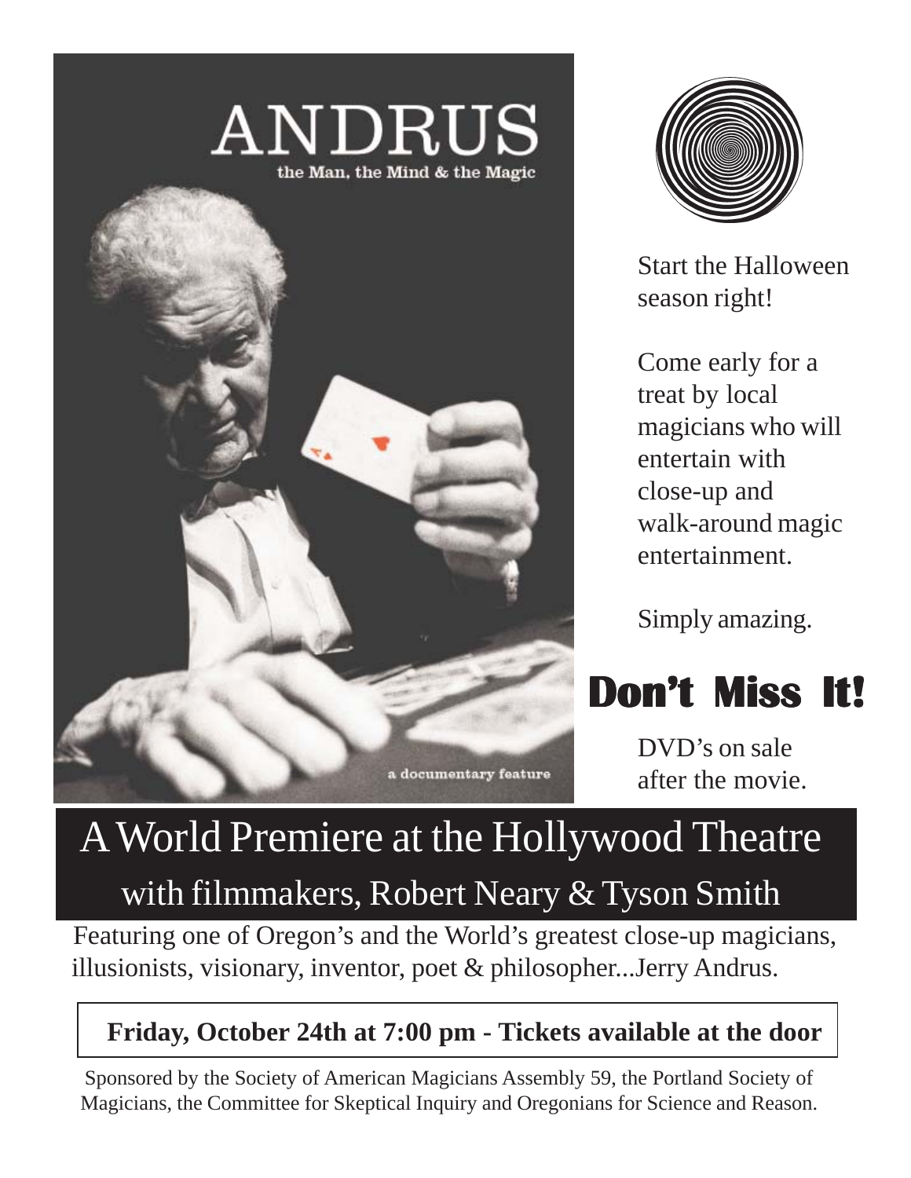# ANDRUS

the Man, the Mind & the Magic

a documentary feature

Start the Halloween season right!

Come early for a treat by local magicians who will entertain with close-up and walk-around magic entertainment.

Simply amazing.

## Don't Miss It!

DVD's on sale after the movie.

# A World Premiere at the Hollywood Theatre

## with filmmakers, Robert Neary & Tyson Smith

Featuring one of Oregon's and the World's greatest close-up magicians, illusionists, visionary, inventor, poet & philosopher...Jerry Andrus.

**Friday, October 24th at 7:00 pm - Tickets available at the door**

Sponsored by the Society of American Magicians Assembly 59, the Portland Society of Magicians, the Committee for Skeptical Inquiry and Oregonians for Science and Reason.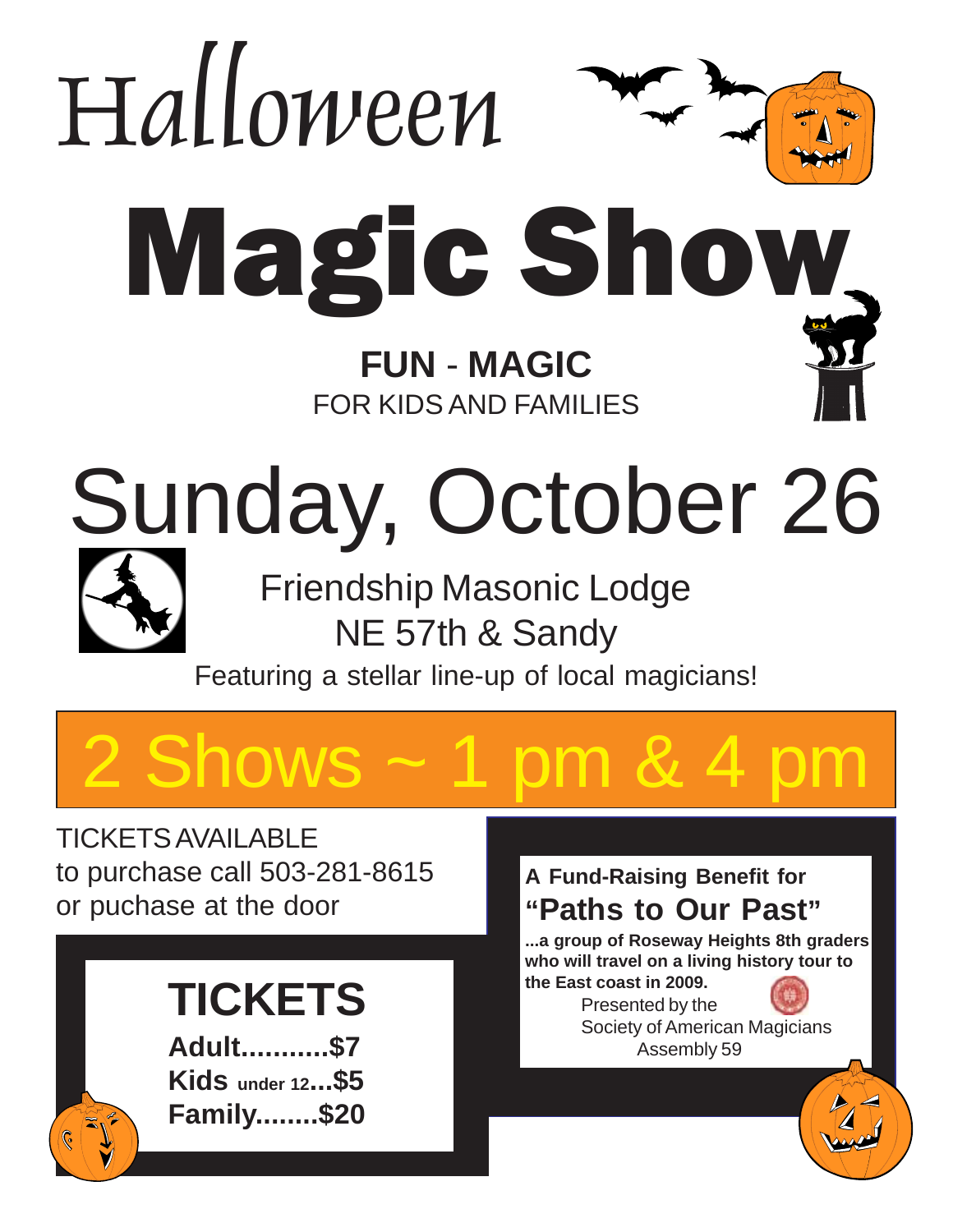# Halloween

# Magic Show

**FUN** - **MAGIC**

FOR KIDS AND FAMILIES

## Sunday, October 26

Friendship Masonic Lodge
NE 57th & Sandy

Featuring a stellar line-up of local magicians!

## 2 Shows ~ 1 pm & 4 pm

TICKETS AVAILABLE
to purchase call 503-281-8615
or puchase at the door

### TICKETS

**Adult...........$7**
**Kids** under 12**...$5**
**Family........$20**

**A Fund-Raising Benefit for**

**"Paths to Our Past"**

**...a group of Roseway Heights 8th graders who will travel on a living history tour to the East coast in 2009.**

Presented by the
Society of American Magicians
Assembly 59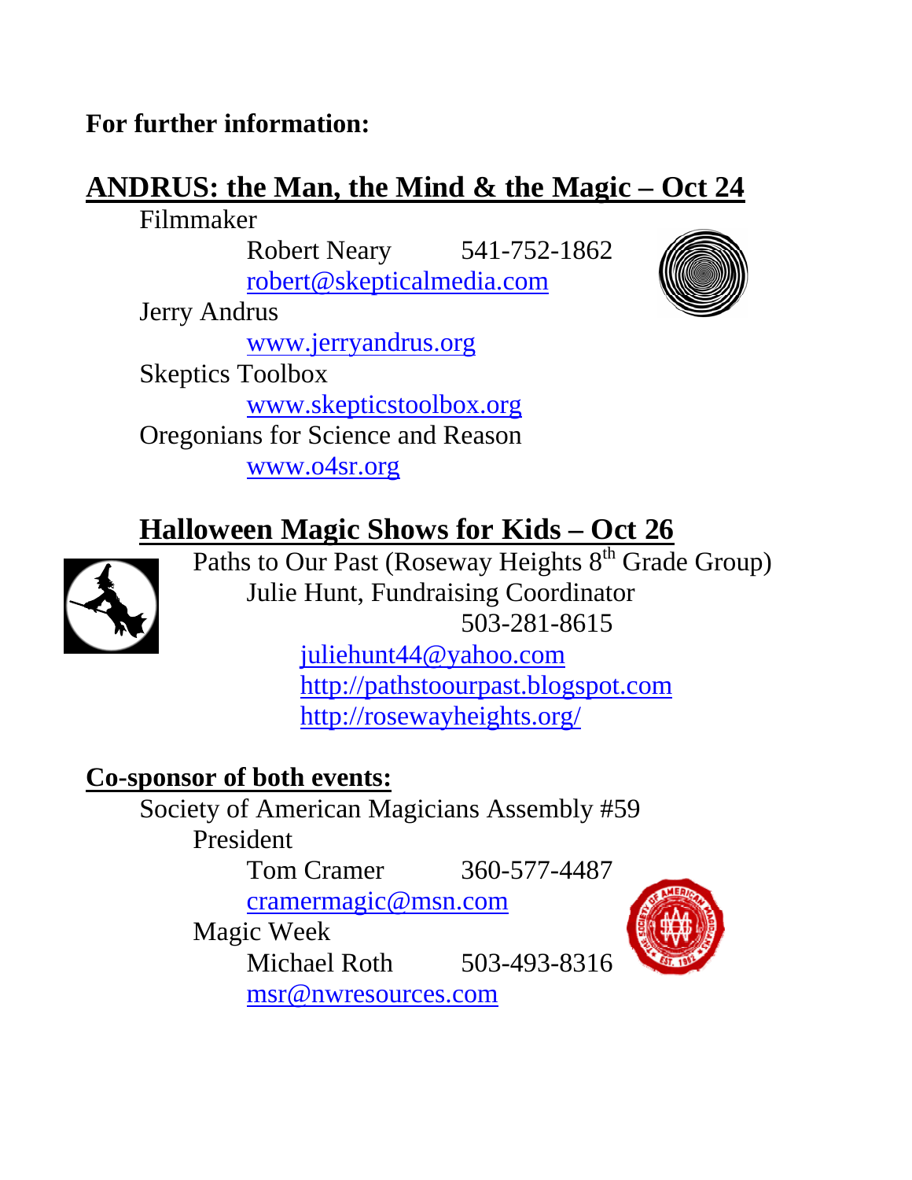**For further information:**

## ANDRUS: the Man, the Mind & the Magic – Oct 24

Filmmaker

Robert Neary 541-752-1862

robert@skepticalmedia.com

Jerry Andrus

www.jerryandrus.org

Skeptics Toolbox

www.skepticstoolbox.org

Oregonians for Science and Reason

www.o4sr.org

## Halloween Magic Shows for Kids – Oct 26

Paths to Our Past (Roseway Heights 8th Grade Group)

Julie Hunt, Fundraising Coordinator

503-281-8615

juliehunt44@yahoo.com

http://pathstoourpast.blogspot.com

http://rosewayheights.org/

## Co-sponsor of both events:

Society of American Magicians Assembly #59

President

Tom Cramer 360-577-4487

cramermagic@msn.com

Magic Week

Michael Roth 503-493-8316

msr@nwresources.com